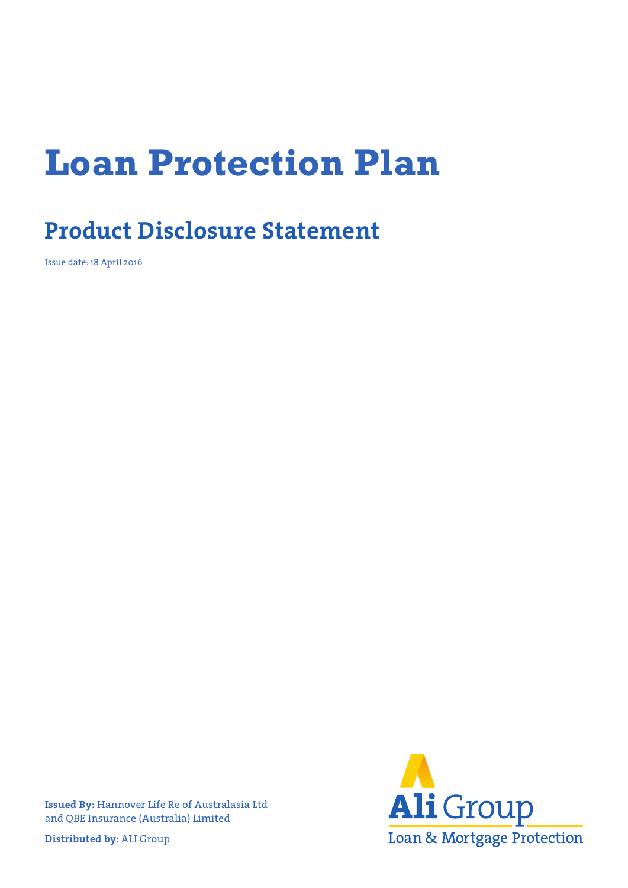# Loan Protection Plan

## Product Disclosure Statement

Issue date: 18 April 2016

**Issued By:** Hannover Life Re of Australasia Ltd and QBE Insurance (Australia) Limited

**Distributed by:** ALI Group

Ali Group
Loan & Mortgage Protection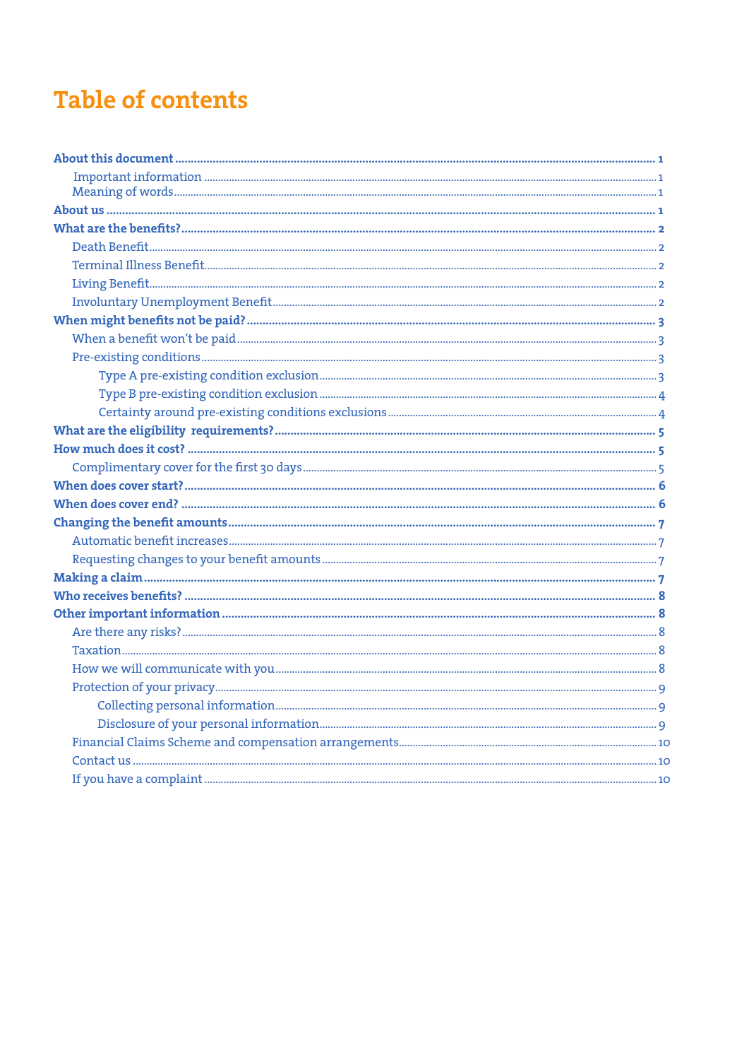# Table of contents

- **About this document** ... 1
  - Important information ... 1
  - Meaning of words ... 1
- **About us** ... 1
- **What are the benefits?** ... 2
  - Death Benefit ... 2
  - Terminal Illness Benefit ... 2
  - Living Benefit ... 2
  - Involuntary Unemployment Benefit ... 2
- **When might benefits not be paid?** ... 3
  - When a benefit won't be paid ... 3
  - Pre-existing conditions ... 3
    - Type A pre-existing condition exclusion ... 3
    - Type B pre-existing condition exclusion ... 4
    - Certainty around pre-existing conditions exclusions ... 4
- **What are the eligibility requirements?** ... 5
- **How much does it cost?** ... 5
  - Complimentary cover for the first 30 days ... 5
- **When does cover start?** ... 6
- **When does cover end?** ... 6
- **Changing the benefit amounts** ... 7
  - Automatic benefit increases ... 7
  - Requesting changes to your benefit amounts ... 7
- **Making a claim** ... 7
- **Who receives benefits?** ... 8
- **Other important information** ... 8
  - Are there any risks? ... 8
  - Taxation ... 8
  - How we will communicate with you ... 8
  - Protection of your privacy ... 9
    - Collecting personal information ... 9
    - Disclosure of your personal information ... 9
  - Financial Claims Scheme and compensation arrangements ... 10
  - Contact us ... 10
  - If you have a complaint ... 10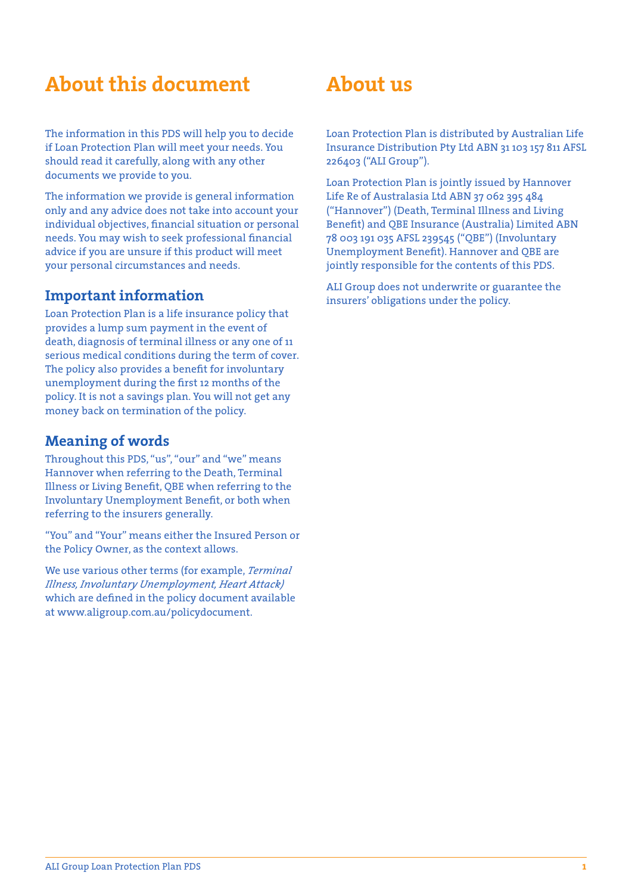# About this document

The information in this PDS will help you to decide if Loan Protection Plan will meet your needs. You should read it carefully, along with any other documents we provide to you.

The information we provide is general information only and any advice does not take into account your individual objectives, financial situation or personal needs. You may wish to seek professional financial advice if you are unsure if this product will meet your personal circumstances and needs.

## Important information

Loan Protection Plan is a life insurance policy that provides a lump sum payment in the event of death, diagnosis of terminal illness or any one of 11 serious medical conditions during the term of cover. The policy also provides a benefit for involuntary unemployment during the first 12 months of the policy. It is not a savings plan. You will not get any money back on termination of the policy.

## Meaning of words

Throughout this PDS, "us", "our" and "we" means Hannover when referring to the Death, Terminal Illness or Living Benefit, QBE when referring to the Involuntary Unemployment Benefit, or both when referring to the insurers generally.

"You" and "Your" means either the Insured Person or the Policy Owner, as the context allows.

We use various other terms (for example, *Terminal Illness, Involuntary Unemployment, Heart Attack)* which are defined in the policy document available at www.aligroup.com.au/policydocument.

# About us

Loan Protection Plan is distributed by Australian Life Insurance Distribution Pty Ltd ABN 31 103 157 811 AFSL 226403 ("ALI Group").

Loan Protection Plan is jointly issued by Hannover Life Re of Australasia Ltd ABN 37 062 395 484 ("Hannover") (Death, Terminal Illness and Living Benefit) and QBE Insurance (Australia) Limited ABN 78 003 191 035 AFSL 239545 ("QBE") (Involuntary Unemployment Benefit). Hannover and QBE are jointly responsible for the contents of this PDS.

ALI Group does not underwrite or guarantee the insurers' obligations under the policy.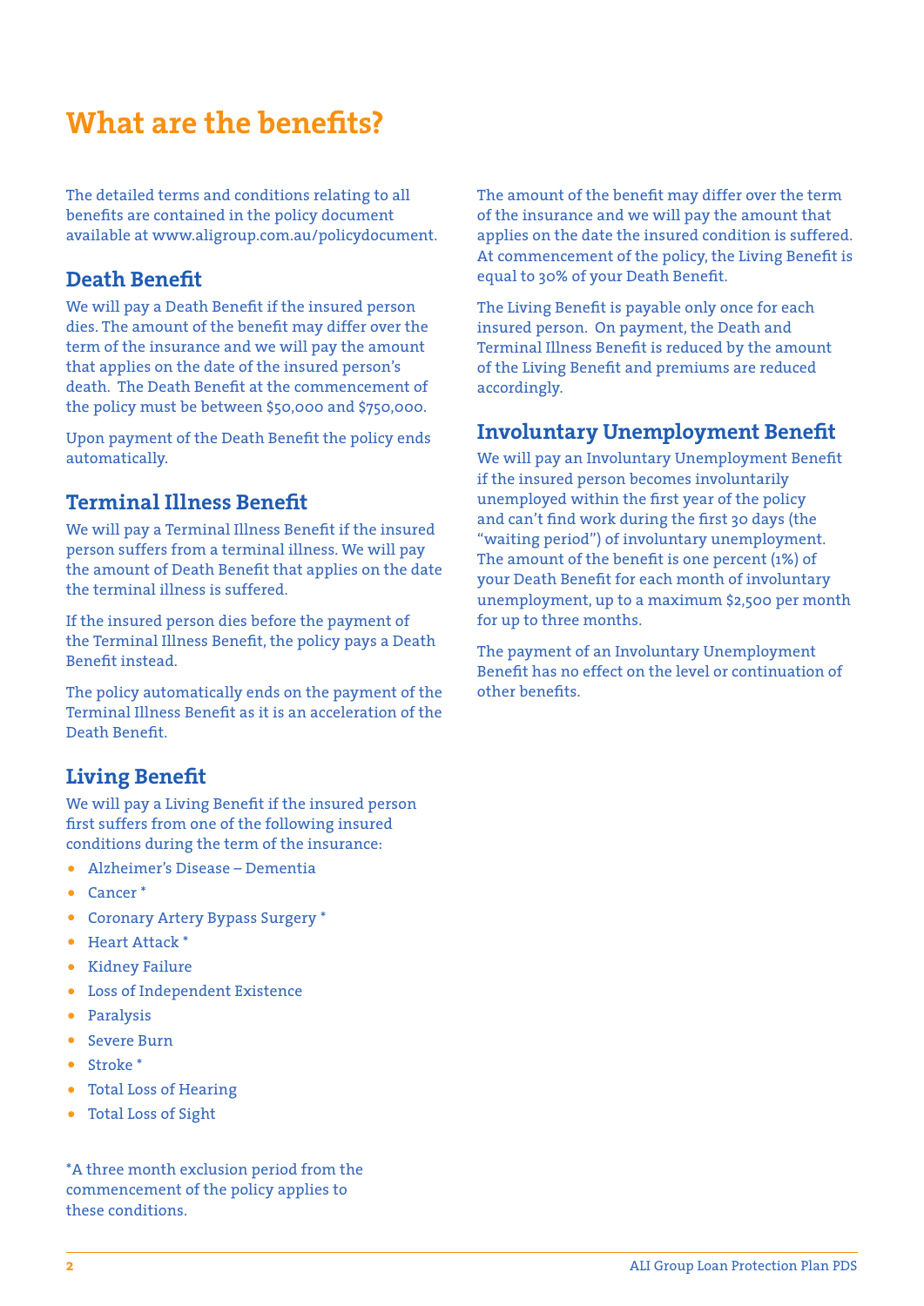# What are the benefits?

The detailed terms and conditions relating to all benefits are contained in the policy document available at www.aligroup.com.au/policydocument.

## Death Benefit

We will pay a Death Benefit if the insured person dies. The amount of the benefit may differ over the term of the insurance and we will pay the amount that applies on the date of the insured person's death. The Death Benefit at the commencement of the policy must be between $50,000 and $750,000.

Upon payment of the Death Benefit the policy ends automatically.

## Terminal Illness Benefit

We will pay a Terminal Illness Benefit if the insured person suffers from a terminal illness. We will pay the amount of Death Benefit that applies on the date the terminal illness is suffered.

If the insured person dies before the payment of the Terminal Illness Benefit, the policy pays a Death Benefit instead.

The policy automatically ends on the payment of the Terminal Illness Benefit as it is an acceleration of the Death Benefit.

## Living Benefit

We will pay a Living Benefit if the insured person first suffers from one of the following insured conditions during the term of the insurance:

- Alzheimer's Disease – Dementia
- Cancer *
- Coronary Artery Bypass Surgery *
- Heart Attack *
- Kidney Failure
- Loss of Independent Existence
- Paralysis
- Severe Burn
- Stroke *
- Total Loss of Hearing
- Total Loss of Sight

*A three month exclusion period from the commencement of the policy applies to these conditions.

The amount of the benefit may differ over the term of the insurance and we will pay the amount that applies on the date the insured condition is suffered. At commencement of the policy, the Living Benefit is equal to 30% of your Death Benefit.

The Living Benefit is payable only once for each insured person. On payment, the Death and Terminal Illness Benefit is reduced by the amount of the Living Benefit and premiums are reduced accordingly.

## Involuntary Unemployment Benefit

We will pay an Involuntary Unemployment Benefit if the insured person becomes involuntarily unemployed within the first year of the policy and can't find work during the first 30 days (the "waiting period") of involuntary unemployment. The amount of the benefit is one percent (1%) of your Death Benefit for each month of involuntary unemployment, up to a maximum $2,500 per month for up to three months.

The payment of an Involuntary Unemployment Benefit has no effect on the level or continuation of other benefits.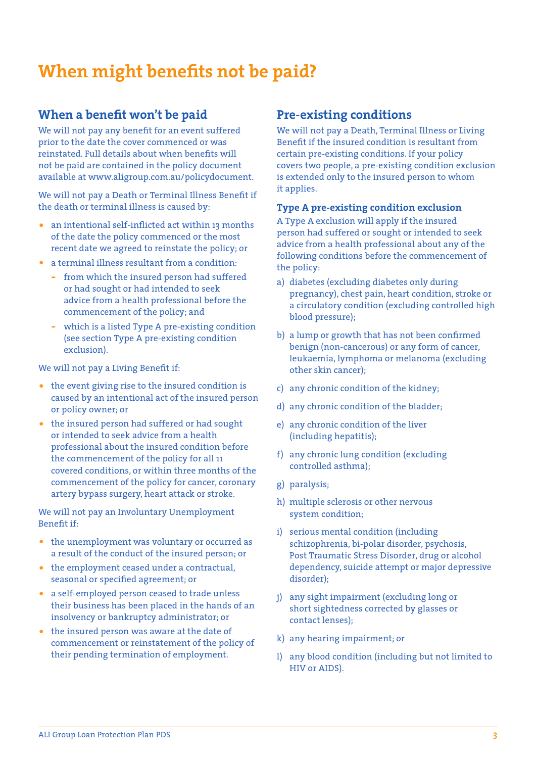# When might benefits not be paid?

## When a benefit won't be paid

We will not pay any benefit for an event suffered prior to the date the cover commenced or was reinstated. Full details about when benefits will not be paid are contained in the policy document available at www.aligroup.com.au/policydocument.

We will not pay a Death or Terminal Illness Benefit if the death or terminal illness is caused by:

- an intentional self-inflicted act within 13 months of the date the policy commenced or the most recent date we agreed to reinstate the policy; or
- a terminal illness resultant from a condition:
  - from which the insured person had suffered or had sought or had intended to seek advice from a health professional before the commencement of the policy; and
  - which is a listed Type A pre-existing condition (see section Type A pre-existing condition exclusion).

We will not pay a Living Benefit if:

- the event giving rise to the insured condition is caused by an intentional act of the insured person or policy owner; or
- the insured person had suffered or had sought or intended to seek advice from a health professional about the insured condition before the commencement of the policy for all 11 covered conditions, or within three months of the commencement of the policy for cancer, coronary artery bypass surgery, heart attack or stroke.

We will not pay an Involuntary Unemployment Benefit if:

- the unemployment was voluntary or occurred as a result of the conduct of the insured person; or
- the employment ceased under a contractual, seasonal or specified agreement; or
- a self-employed person ceased to trade unless their business has been placed in the hands of an insolvency or bankruptcy administrator; or
- the insured person was aware at the date of commencement or reinstatement of the policy of their pending termination of employment.

## Pre-existing conditions

We will not pay a Death, Terminal Illness or Living Benefit if the insured condition is resultant from certain pre-existing conditions. If your policy covers two people, a pre-existing condition exclusion is extended only to the insured person to whom it applies.

### Type A pre-existing condition exclusion

A Type A exclusion will apply if the insured person had suffered or sought or intended to seek advice from a health professional about any of the following conditions before the commencement of the policy:

a) diabetes (excluding diabetes only during pregnancy), chest pain, heart condition, stroke or a circulatory condition (excluding controlled high blood pressure);

b) a lump or growth that has not been confirmed benign (non-cancerous) or any form of cancer, leukaemia, lymphoma or melanoma (excluding other skin cancer);

c) any chronic condition of the kidney;

d) any chronic condition of the bladder;

e) any chronic condition of the liver (including hepatitis);

f) any chronic lung condition (excluding controlled asthma);

g) paralysis;

h) multiple sclerosis or other nervous system condition;

i) serious mental condition (including schizophrenia, bi-polar disorder, psychosis, Post Traumatic Stress Disorder, drug or alcohol dependency, suicide attempt or major depressive disorder);

j) any sight impairment (excluding long or short sightedness corrected by glasses or contact lenses);

k) any hearing impairment; or

l) any blood condition (including but not limited to HIV or AIDS).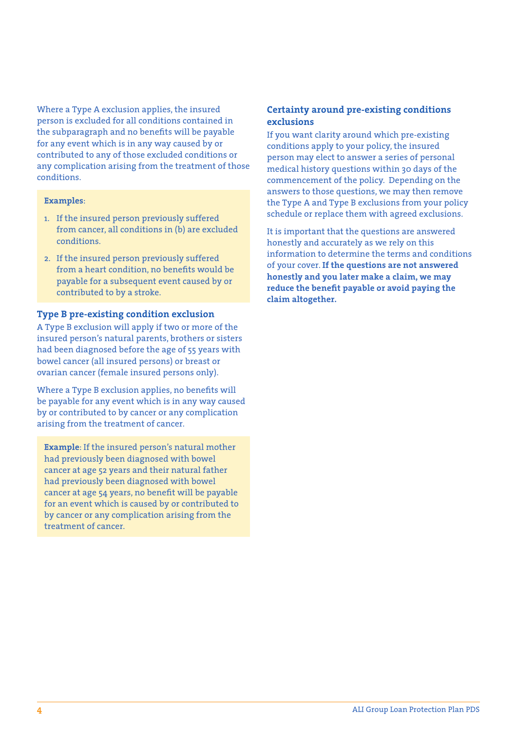Where a Type A exclusion applies, the insured person is excluded for all conditions contained in the subparagraph and no benefits will be payable for any event which is in any way caused by or contributed to any of those excluded conditions or any complication arising from the treatment of those conditions.

**Examples:**

1. If the insured person previously suffered from cancer, all conditions in (b) are excluded conditions.
2. If the insured person previously suffered from a heart condition, no benefits would be payable for a subsequent event caused by or contributed to by a stroke.

### Type B pre-existing condition exclusion

A Type B exclusion will apply if two or more of the insured person's natural parents, brothers or sisters had been diagnosed before the age of 55 years with bowel cancer (all insured persons) or breast or ovarian cancer (female insured persons only).

Where a Type B exclusion applies, no benefits will be payable for any event which is in any way caused by or contributed to by cancer or any complication arising from the treatment of cancer.

**Example:** If the insured person's natural mother had previously been diagnosed with bowel cancer at age 52 years and their natural father had previously been diagnosed with bowel cancer at age 54 years, no benefit will be payable for an event which is caused by or contributed to by cancer or any complication arising from the treatment of cancer.

### Certainty around pre-existing conditions exclusions

If you want clarity around which pre-existing conditions apply to your policy, the insured person may elect to answer a series of personal medical history questions within 30 days of the commencement of the policy. Depending on the answers to those questions, we may then remove the Type A and Type B exclusions from your policy schedule or replace them with agreed exclusions.

It is important that the questions are answered honestly and accurately as we rely on this information to determine the terms and conditions of your cover. **If the questions are not answered honestly and you later make a claim, we may reduce the benefit payable or avoid paying the claim altogether.**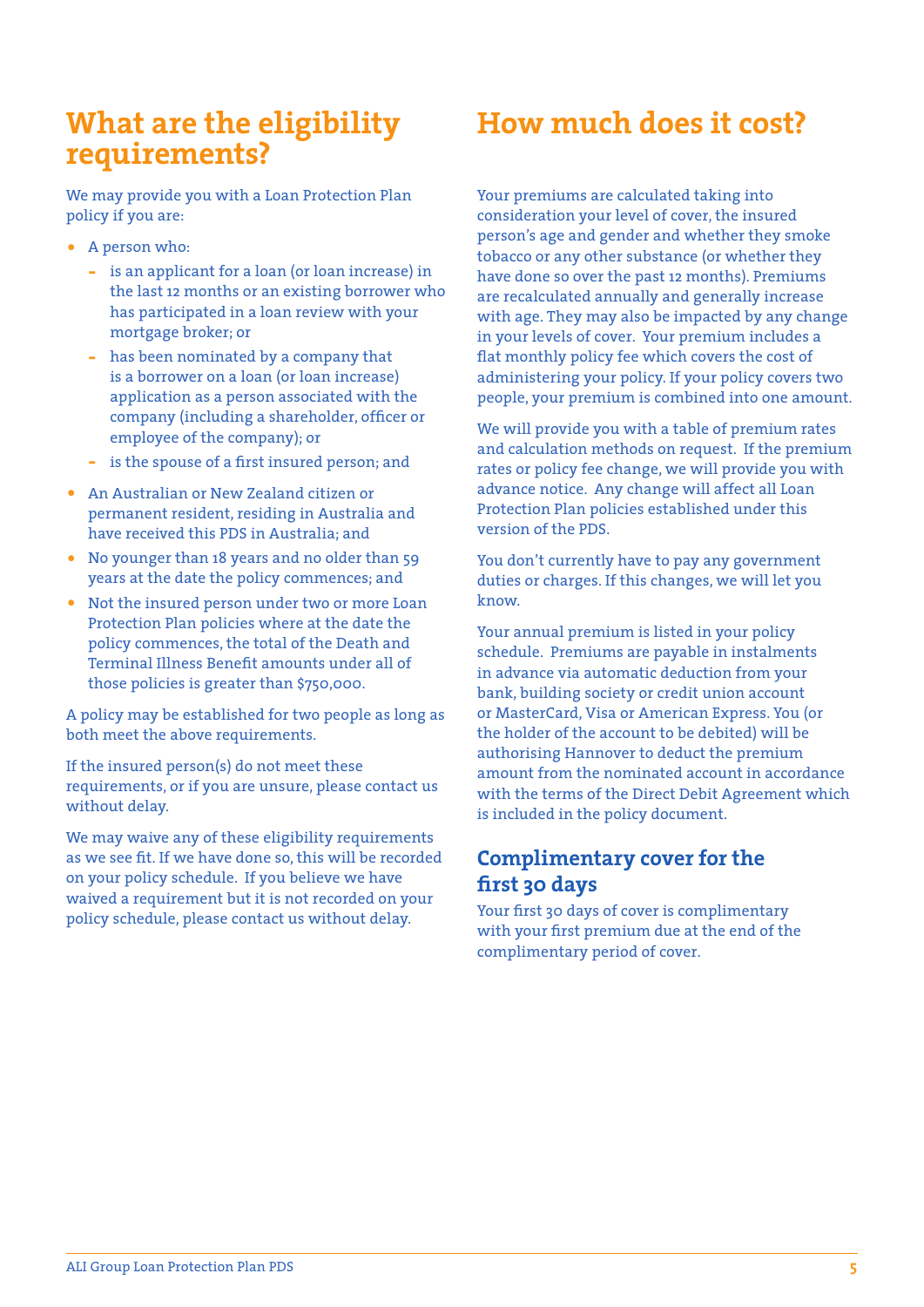## What are the eligibility requirements?

We may provide you with a Loan Protection Plan policy if you are:

- A person who:
  - is an applicant for a loan (or loan increase) in the last 12 months or an existing borrower who has participated in a loan review with your mortgage broker; or
  - has been nominated by a company that is a borrower on a loan (or loan increase) application as a person associated with the company (including a shareholder, officer or employee of the company); or
  - is the spouse of a first insured person; and
- An Australian or New Zealand citizen or permanent resident, residing in Australia and have received this PDS in Australia; and
- No younger than 18 years and no older than 59 years at the date the policy commences; and
- Not the insured person under two or more Loan Protection Plan policies where at the date the policy commences, the total of the Death and Terminal Illness Benefit amounts under all of those policies is greater than $750,000.

A policy may be established for two people as long as both meet the above requirements.

If the insured person(s) do not meet these requirements, or if you are unsure, please contact us without delay.

We may waive any of these eligibility requirements as we see fit. If we have done so, this will be recorded on your policy schedule. If you believe we have waived a requirement but it is not recorded on your policy schedule, please contact us without delay.

## How much does it cost?

Your premiums are calculated taking into consideration your level of cover, the insured person's age and gender and whether they smoke tobacco or any other substance (or whether they have done so over the past 12 months). Premiums are recalculated annually and generally increase with age. They may also be impacted by any change in your levels of cover. Your premium includes a flat monthly policy fee which covers the cost of administering your policy. If your policy covers two people, your premium is combined into one amount.

We will provide you with a table of premium rates and calculation methods on request. If the premium rates or policy fee change, we will provide you with advance notice. Any change will affect all Loan Protection Plan policies established under this version of the PDS.

You don't currently have to pay any government duties or charges. If this changes, we will let you know.

Your annual premium is listed in your policy schedule. Premiums are payable in instalments in advance via automatic deduction from your bank, building society or credit union account or MasterCard, Visa or American Express. You (or the holder of the account to be debited) will be authorising Hannover to deduct the premium amount from the nominated account in accordance with the terms of the Direct Debit Agreement which is included in the policy document.

### Complimentary cover for the first 30 days

Your first 30 days of cover is complimentary with your first premium due at the end of the complimentary period of cover.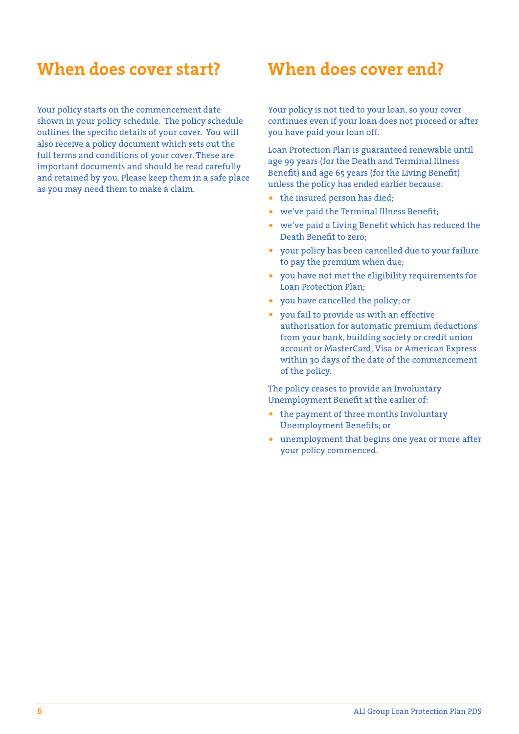## When does cover start?

Your policy starts on the commencement date shown in your policy schedule. The policy schedule outlines the specific details of your cover. You will also receive a policy document which sets out the full terms and conditions of your cover. These are important documents and should be read carefully and retained by you. Please keep them in a safe place as you may need them to make a claim.

## When does cover end?

Your policy is not tied to your loan, so your cover continues even if your loan does not proceed or after you have paid your loan off.

Loan Protection Plan is guaranteed renewable until age 99 years (for the Death and Terminal Illness Benefit) and age 65 years (for the Living Benefit) unless the policy has ended earlier because:

- the insured person has died;
- we've paid the Terminal Illness Benefit;
- we've paid a Living Benefit which has reduced the Death Benefit to zero;
- your policy has been cancelled due to your failure to pay the premium when due;
- you have not met the eligibility requirements for Loan Protection Plan;
- you have cancelled the policy; or
- you fail to provide us with an effective authorisation for automatic premium deductions from your bank, building society or credit union account or MasterCard, Visa or American Express within 30 days of the date of the commencement of the policy.

The policy ceases to provide an Involuntary Unemployment Benefit at the earlier of:

- the payment of three months Involuntary Unemployment Benefits; or
- unemployment that begins one year or more after your policy commenced.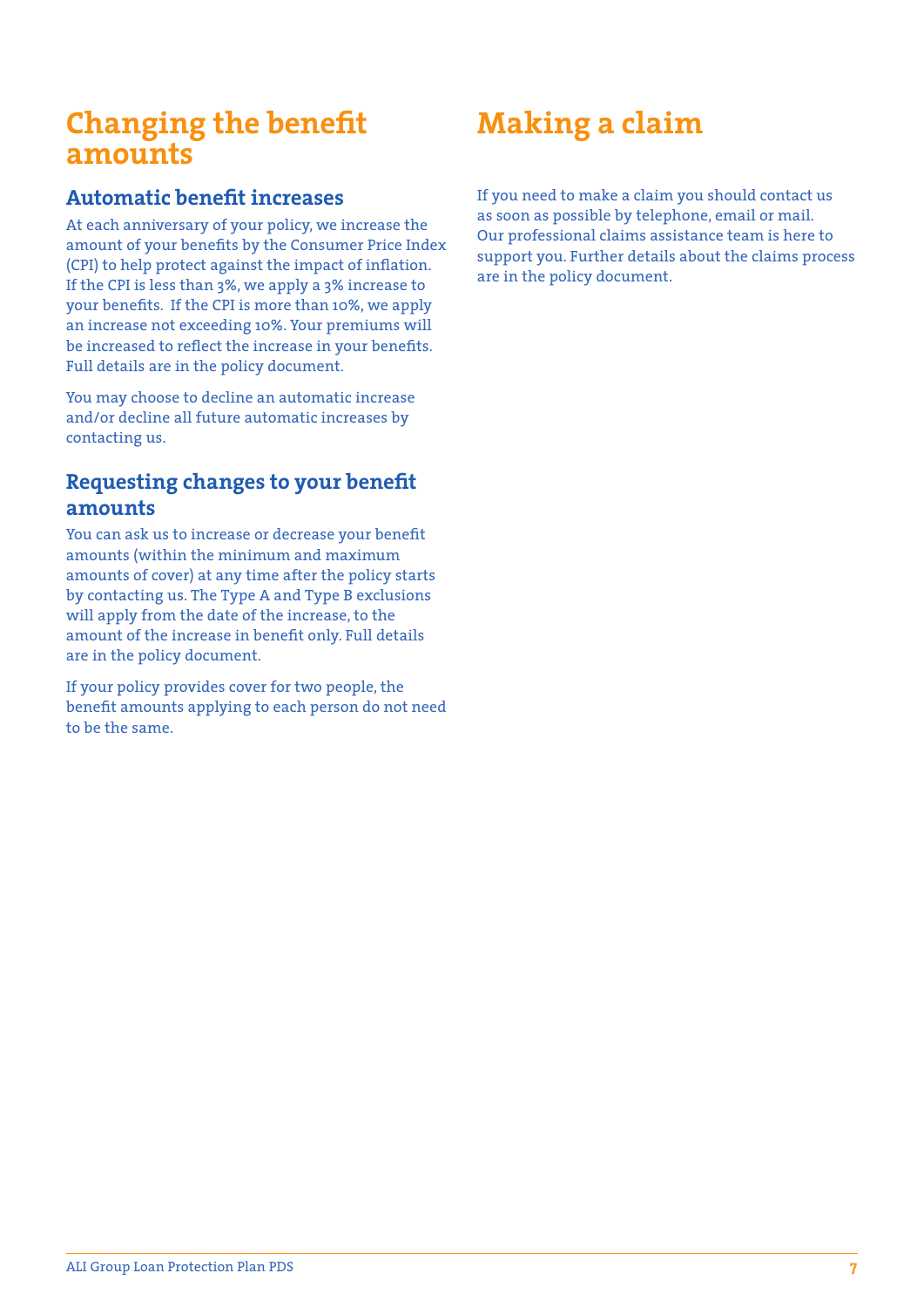# Changing the benefit amounts

## Automatic benefit increases

At each anniversary of your policy, we increase the amount of your benefits by the Consumer Price Index (CPI) to help protect against the impact of inflation. If the CPI is less than 3%, we apply a 3% increase to your benefits. If the CPI is more than 10%, we apply an increase not exceeding 10%. Your premiums will be increased to reflect the increase in your benefits. Full details are in the policy document.

You may choose to decline an automatic increase and/or decline all future automatic increases by contacting us.

## Requesting changes to your benefit amounts

You can ask us to increase or decrease your benefit amounts (within the minimum and maximum amounts of cover) at any time after the policy starts by contacting us. The Type A and Type B exclusions will apply from the date of the increase, to the amount of the increase in benefit only. Full details are in the policy document.

If your policy provides cover for two people, the benefit amounts applying to each person do not need to be the same.

# Making a claim

If you need to make a claim you should contact us as soon as possible by telephone, email or mail. Our professional claims assistance team is here to support you. Further details about the claims process are in the policy document.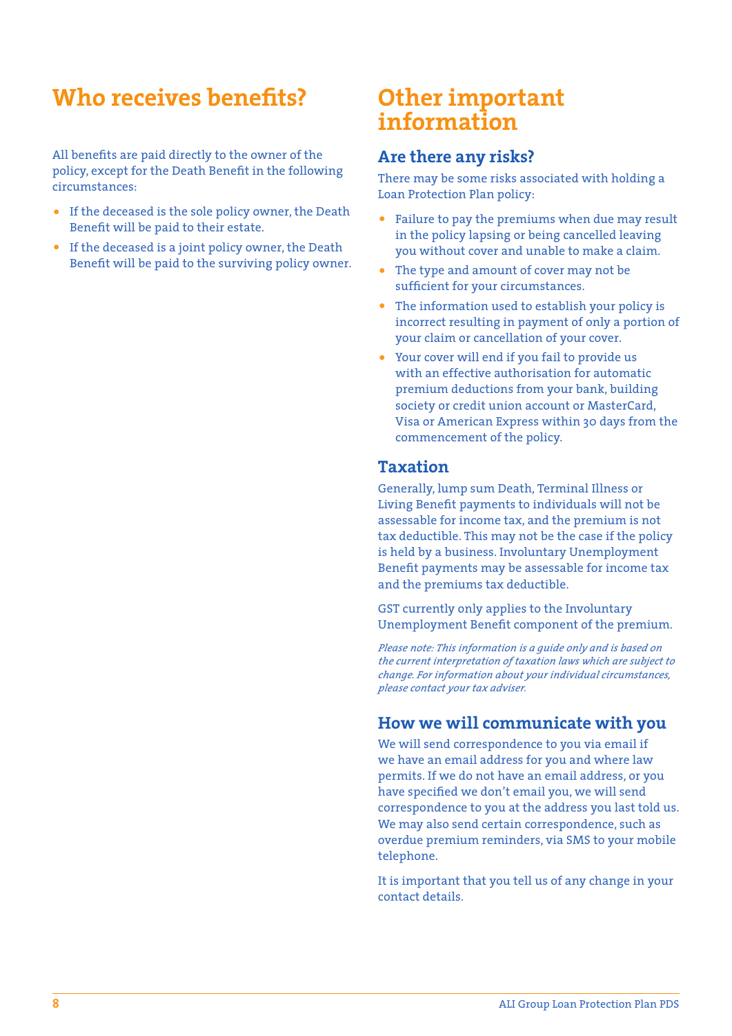# Who receives benefits?

All benefits are paid directly to the owner of the policy, except for the Death Benefit in the following circumstances:

- If the deceased is the sole policy owner, the Death Benefit will be paid to their estate.
- If the deceased is a joint policy owner, the Death Benefit will be paid to the surviving policy owner.

# Other important information

## Are there any risks?

There may be some risks associated with holding a Loan Protection Plan policy:

- Failure to pay the premiums when due may result in the policy lapsing or being cancelled leaving you without cover and unable to make a claim.
- The type and amount of cover may not be sufficient for your circumstances.
- The information used to establish your policy is incorrect resulting in payment of only a portion of your claim or cancellation of your cover.
- Your cover will end if you fail to provide us with an effective authorisation for automatic premium deductions from your bank, building society or credit union account or MasterCard, Visa or American Express within 30 days from the commencement of the policy.

## Taxation

Generally, lump sum Death, Terminal Illness or Living Benefit payments to individuals will not be assessable for income tax, and the premium is not tax deductible. This may not be the case if the policy is held by a business. Involuntary Unemployment Benefit payments may be assessable for income tax and the premiums tax deductible.

GST currently only applies to the Involuntary Unemployment Benefit component of the premium.

*Please note: This information is a guide only and is based on the current interpretation of taxation laws which are subject to change. For information about your individual circumstances, please contact your tax adviser.*

## How we will communicate with you

We will send correspondence to you via email if we have an email address for you and where law permits. If we do not have an email address, or you have specified we don't email you, we will send correspondence to you at the address you last told us. We may also send certain correspondence, such as overdue premium reminders, via SMS to your mobile telephone.

It is important that you tell us of any change in your contact details.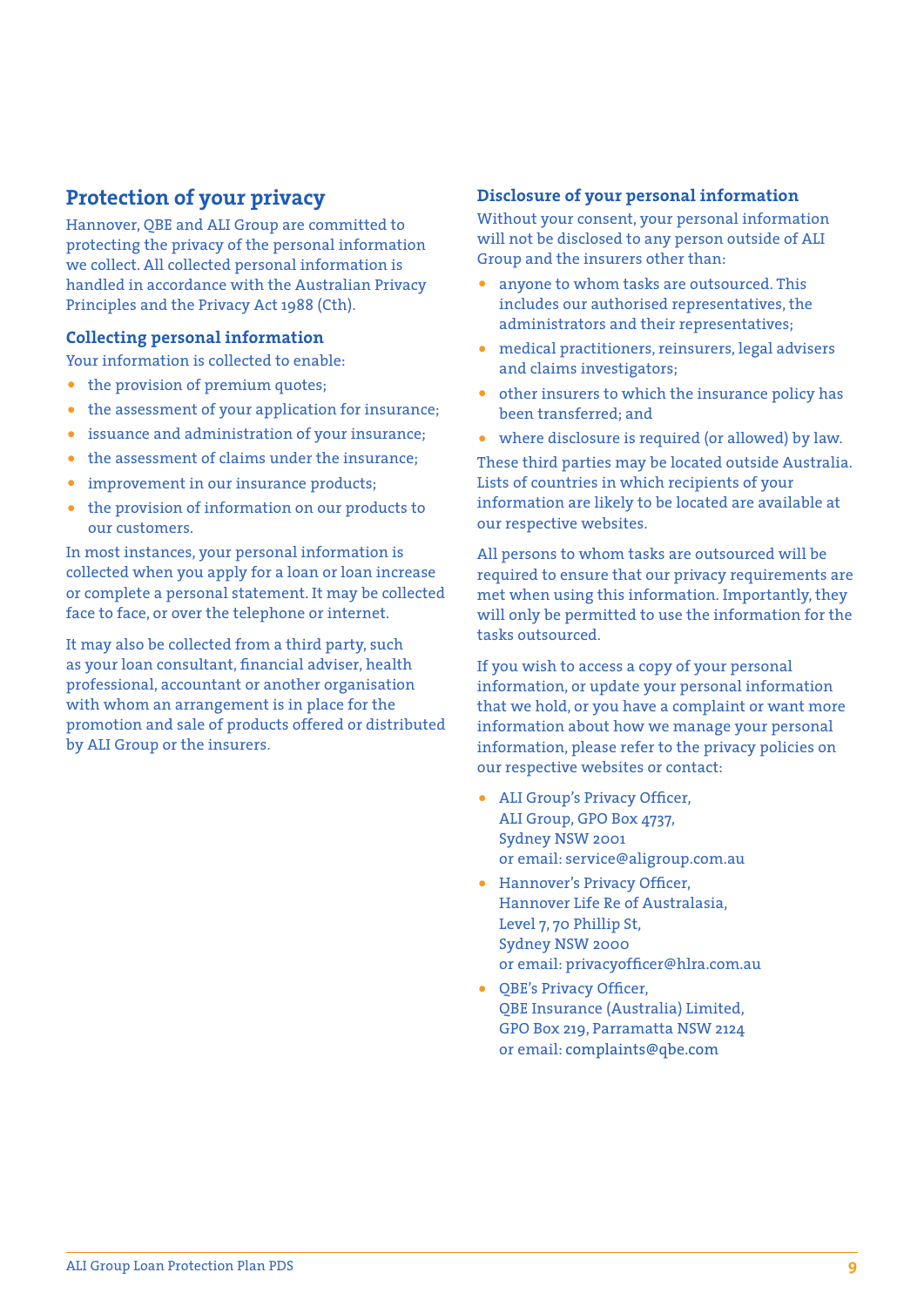## Protection of your privacy

Hannover, QBE and ALI Group are committed to protecting the privacy of the personal information we collect. All collected personal information is handled in accordance with the Australian Privacy Principles and the Privacy Act 1988 (Cth).

### Collecting personal information

Your information is collected to enable:

- the provision of premium quotes;
- the assessment of your application for insurance;
- issuance and administration of your insurance;
- the assessment of claims under the insurance;
- improvement in our insurance products;
- the provision of information on our products to our customers.

In most instances, your personal information is collected when you apply for a loan or loan increase or complete a personal statement. It may be collected face to face, or over the telephone or internet.

It may also be collected from a third party, such as your loan consultant, financial adviser, health professional, accountant or another organisation with whom an arrangement is in place for the promotion and sale of products offered or distributed by ALI Group or the insurers.

### Disclosure of your personal information

Without your consent, your personal information will not be disclosed to any person outside of ALI Group and the insurers other than:

- anyone to whom tasks are outsourced. This includes our authorised representatives, the administrators and their representatives;
- medical practitioners, reinsurers, legal advisers and claims investigators;
- other insurers to which the insurance policy has been transferred; and
- where disclosure is required (or allowed) by law.

These third parties may be located outside Australia. Lists of countries in which recipients of your information are likely to be located are available at our respective websites.

All persons to whom tasks are outsourced will be required to ensure that our privacy requirements are met when using this information. Importantly, they will only be permitted to use the information for the tasks outsourced.

If you wish to access a copy of your personal information, or update your personal information that we hold, or you have a complaint or want more information about how we manage your personal information, please refer to the privacy policies on our respective websites or contact:

- ALI Group's Privacy Officer,
  ALI Group, GPO Box 4737,
  Sydney NSW 2001
  or email: service@aligroup.com.au
- Hannover's Privacy Officer,
  Hannover Life Re of Australasia,
  Level 7, 70 Phillip St,
  Sydney NSW 2000
  or email: privacyofficer@hlra.com.au
- QBE's Privacy Officer,
  QBE Insurance (Australia) Limited,
  GPO Box 219, Parramatta NSW 2124
  or email: complaints@qbe.com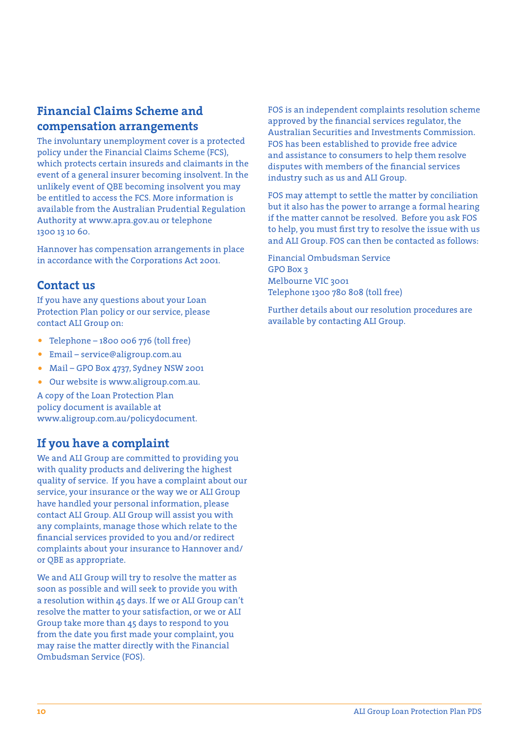## Financial Claims Scheme and compensation arrangements

The involuntary unemployment cover is a protected policy under the Financial Claims Scheme (FCS), which protects certain insureds and claimants in the event of a general insurer becoming insolvent. In the unlikely event of QBE becoming insolvent you may be entitled to access the FCS. More information is available from the Australian Prudential Regulation Authority at www.apra.gov.au or telephone 1300 13 10 60.

Hannover has compensation arrangements in place in accordance with the Corporations Act 2001.

## Contact us

If you have any questions about your Loan Protection Plan policy or our service, please contact ALI Group on:

- Telephone – 1800 006 776 (toll free)
- Email – service@aligroup.com.au
- Mail – GPO Box 4737, Sydney NSW 2001
- Our website is www.aligroup.com.au.

A copy of the Loan Protection Plan policy document is available at www.aligroup.com.au/policydocument.

## If you have a complaint

We and ALI Group are committed to providing you with quality products and delivering the highest quality of service. If you have a complaint about our service, your insurance or the way we or ALI Group have handled your personal information, please contact ALI Group. ALI Group will assist you with any complaints, manage those which relate to the financial services provided to you and/or redirect complaints about your insurance to Hannover and/or QBE as appropriate.

We and ALI Group will try to resolve the matter as soon as possible and will seek to provide you with a resolution within 45 days. If we or ALI Group can't resolve the matter to your satisfaction, or we or ALI Group take more than 45 days to respond to you from the date you first made your complaint, you may raise the matter directly with the Financial Ombudsman Service (FOS).

FOS is an independent complaints resolution scheme approved by the financial services regulator, the Australian Securities and Investments Commission. FOS has been established to provide free advice and assistance to consumers to help them resolve disputes with members of the financial services industry such as us and ALI Group.

FOS may attempt to settle the matter by conciliation but it also has the power to arrange a formal hearing if the matter cannot be resolved. Before you ask FOS to help, you must first try to resolve the issue with us and ALI Group. FOS can then be contacted as follows:

Financial Ombudsman Service
GPO Box 3
Melbourne VIC 3001
Telephone 1300 780 808 (toll free)

Further details about our resolution procedures are available by contacting ALI Group.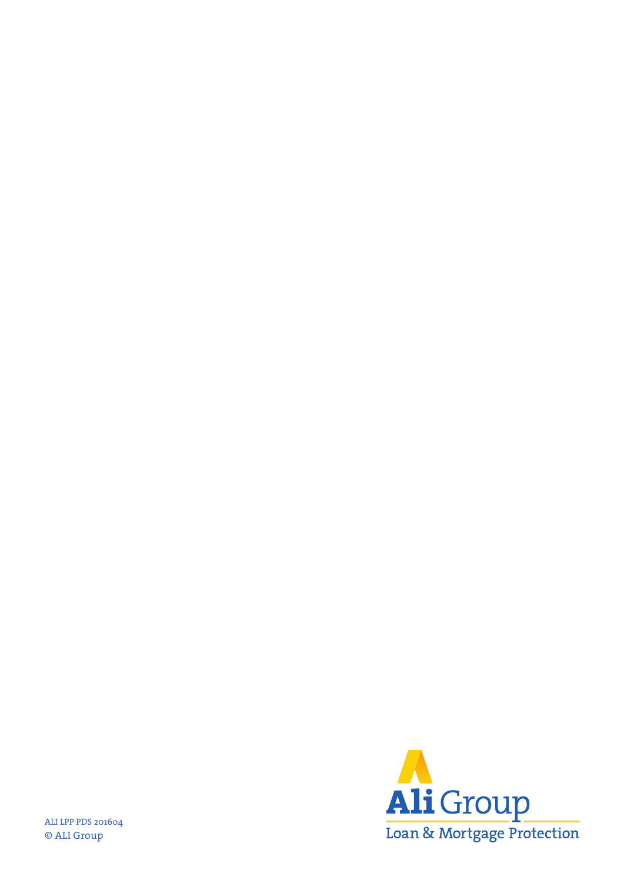ALI LPP PDS 201604
© ALI Group

Ali Group
Loan & Mortgage Protection